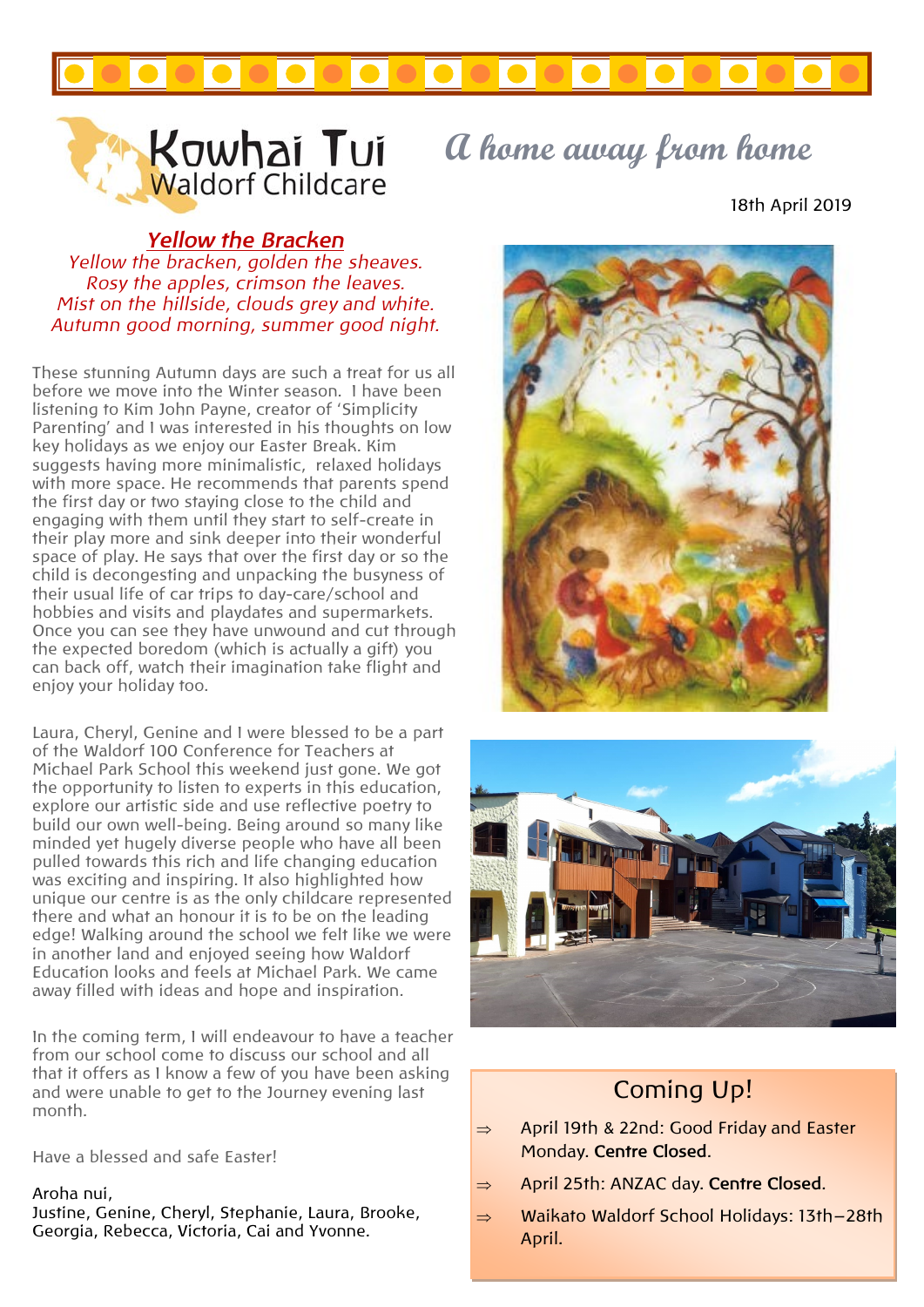# Kowhai Tui Waldorf Childcare

*A home away from home*

18th April 2019

## *Yellow the Bracken*

*Yellow the bracken, golden the sheaves.*
*Rosy the apples, crimson the leaves.*
*Mist on the hillside, clouds grey and white.*
*Autumn good morning, summer good night.*

These stunning Autumn days are such a treat for us all before we move into the Winter season. I have been listening to Kim John Payne, creator of 'Simplicity Parenting' and I was interested in his thoughts on low key holidays as we enjoy our Easter Break. Kim suggests having more minimalistic, relaxed holidays with more space. He recommends that parents spend the first day or two staying close to the child and engaging with them until they start to self-create in their play more and sink deeper into their wonderful space of play. He says that over the first day or so the child is decongesting and unpacking the busyness of their usual life of car trips to day-care/school and hobbies and visits and playdates and supermarkets. Once you can see they have unwound and cut through the expected boredom (which is actually a gift) you can back off, watch their imagination take flight and enjoy your holiday too.

Laura, Cheryl, Genine and I were blessed to be a part of the Waldorf 100 Conference for Teachers at Michael Park School this weekend just gone. We got the opportunity to listen to experts in this education, explore our artistic side and use reflective poetry to build our own well-being. Being around so many like minded yet hugely diverse people who have all been pulled towards this rich and life changing education was exciting and inspiring. It also highlighted how unique our centre is as the only childcare represented there and what an honour it is to be on the leading edge! Walking around the school we felt like we were in another land and enjoyed seeing how Waldorf Education looks and feels at Michael Park. We came away filled with ideas and hope and inspiration.

In the coming term, I will endeavour to have a teacher from our school come to discuss our school and all that it offers as I know a few of you have been asking and were unable to get to the Journey evening last month.

Have a blessed and safe Easter!

Aroha nui,
Justine, Genine, Cheryl, Stephanie, Laura, Brooke, Georgia, Rebecca, Victoria, Cai and Yvonne.

## Coming Up!

- April 19th & 22nd: Good Friday and Easter Monday. **Centre Closed**.
- April 25th: ANZAC day. **Centre Closed**.
- Waikato Waldorf School Holidays: 13th–28th April.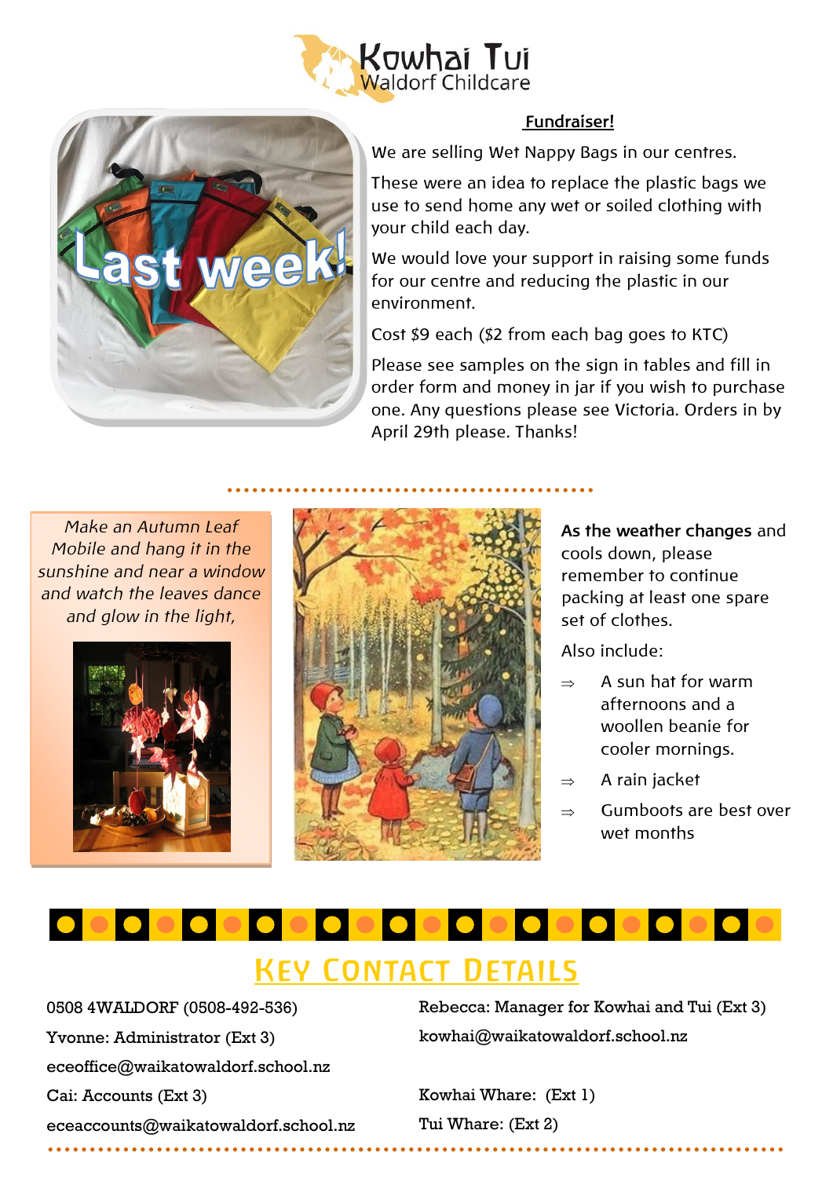Kowhai Tui
Waldorf Childcare

Last week!

**Fundraiser!**

We are selling Wet Nappy Bags in our centres.

These were an idea to replace the plastic bags we use to send home any wet or soiled clothing with your child each day.

We would love your support in raising some funds for our centre and reducing the plastic in our environment.

Cost $9 each ($2 from each bag goes to KTC)

Please see samples on the sign in tables and fill in order form and money in jar if you wish to purchase one. Any questions please see Victoria. Orders in by April 29th please. Thanks!

*Make an Autumn Leaf Mobile and hang it in the sunshine and near a window and watch the leaves dance and glow in the light,*

**As the weather changes** and cools down, please remember to continue packing at least one spare set of clothes.

Also include:

- ⇒ A sun hat for warm afternoons and a woollen beanie for cooler mornings.
- ⇒ A rain jacket
- ⇒ Gumboots are best over wet months

## Key Contact Details

0508 4WALDORF (0508-492-536)

Yvonne: Administrator (Ext 3)

eceoffice@waikatowaldorf.school.nz

Cai: Accounts (Ext 3)

eceaccounts@waikatowaldorf.school.nz

Rebecca: Manager for Kowhai and Tui (Ext 3)

kowhai@waikatowaldorf.school.nz

Kowhai Whare: (Ext 1)

Tui Whare: (Ext 2)